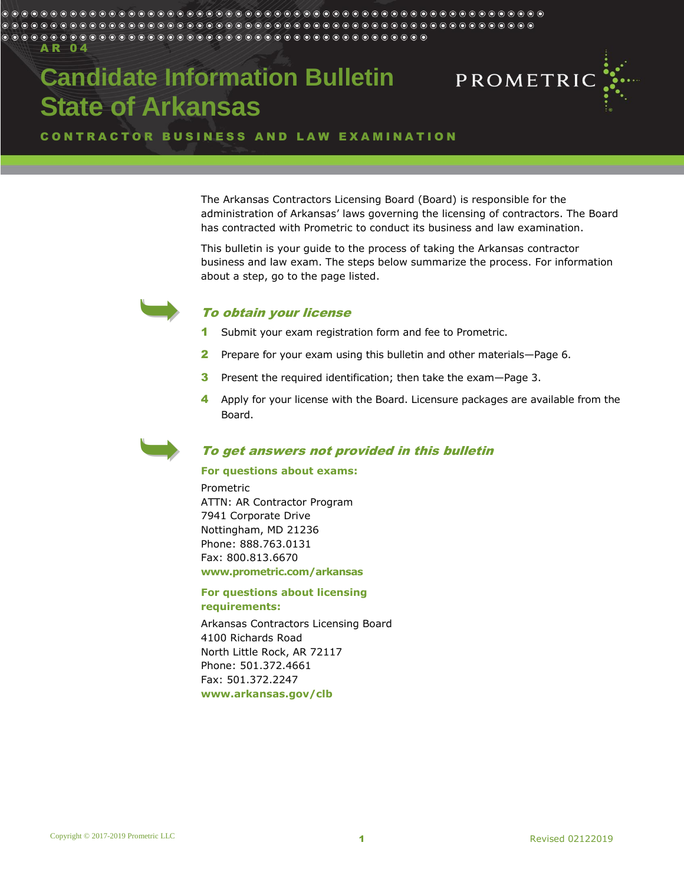AR 04

# Candidate Information Bulletin State of Arkansas

CONTRACTOR BUSINESS AND LAW EXAMINATION

The Arkansas Contractors Licensing Board (Board) is responsible for the administration of Arkansas' laws governing the licensing of contractors. The Board has contracted with Prometric to conduct its business and law examination.

This bulletin is your guide to the process of taking the Arkansas contractor business and law exam. The steps below summarize the process. For information about a step, go to the page listed.

## *To obtain your license*

1. Submit your exam registration form and fee to Prometric.
2. Prepare for your exam using this bulletin and other materials—Page 6.
3. Present the required identification; then take the exam—Page 3.
4. Apply for your license with the Board. Licensure packages are available from the Board.

## *To get answers not provided in this bulletin*

**For questions about exams:**

Prometric
ATTN: AR Contractor Program
7941 Corporate Drive
Nottingham, MD 21236
Phone: 888.763.0131
Fax: 800.813.6670
**www.prometric.com/arkansas**

**For questions about licensing requirements:**

Arkansas Contractors Licensing Board
4100 Richards Road
North Little Rock, AR 72117
Phone: 501.372.4661
Fax: 501.372.2247
**www.arkansas.gov/clb**

Copyright © 2017-2019 Prometric LLC

Revised 02122019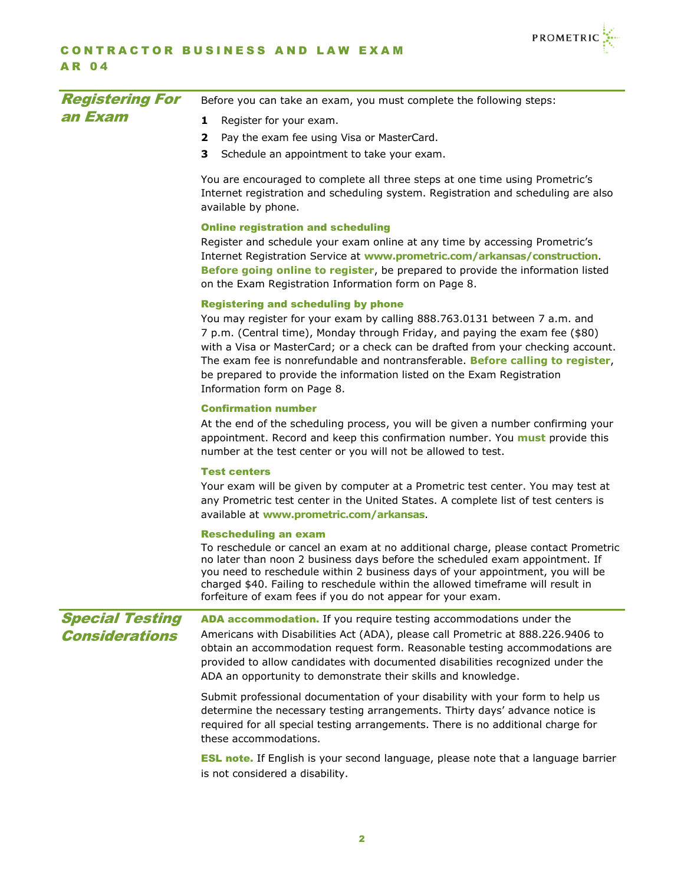## Registering For an Exam

Before you can take an exam, you must complete the following steps:

1. Register for your exam.
2. Pay the exam fee using Visa or MasterCard.
3. Schedule an appointment to take your exam.

You are encouraged to complete all three steps at one time using Prometric's Internet registration and scheduling system. Registration and scheduling are also available by phone.

### Online registration and scheduling

Register and schedule your exam online at any time by accessing Prometric's Internet Registration Service at **www.prometric.com/arkansas/construction**. **Before going online to register**, be prepared to provide the information listed on the Exam Registration Information form on Page 8.

### Registering and scheduling by phone

You may register for your exam by calling 888.763.0131 between 7 a.m. and 7 p.m. (Central time), Monday through Friday, and paying the exam fee ($80) with a Visa or MasterCard; or a check can be drafted from your checking account. The exam fee is nonrefundable and nontransferable. **Before calling to register**, be prepared to provide the information listed on the Exam Registration Information form on Page 8.

### Confirmation number

At the end of the scheduling process, you will be given a number confirming your appointment. Record and keep this confirmation number. You **must** provide this number at the test center or you will not be allowed to test.

### Test centers

Your exam will be given by computer at a Prometric test center. You may test at any Prometric test center in the United States. A complete list of test centers is available at **www.prometric.com/arkansas**.

### Rescheduling an exam

To reschedule or cancel an exam at no additional charge, please contact Prometric no later than noon 2 business days before the scheduled exam appointment. If you need to reschedule within 2 business days of your appointment, you will be charged $40. Failing to reschedule within the allowed timeframe will result in forfeiture of exam fees if you do not appear for your exam.

## Special Testing Considerations

**ADA accommodation.** If you require testing accommodations under the Americans with Disabilities Act (ADA), please call Prometric at 888.226.9406 to obtain an accommodation request form. Reasonable testing accommodations are provided to allow candidates with documented disabilities recognized under the ADA an opportunity to demonstrate their skills and knowledge.

Submit professional documentation of your disability with your form to help us determine the necessary testing arrangements. Thirty days' advance notice is required for all special testing arrangements. There is no additional charge for these accommodations.

**ESL note.** If English is your second language, please note that a language barrier is not considered a disability.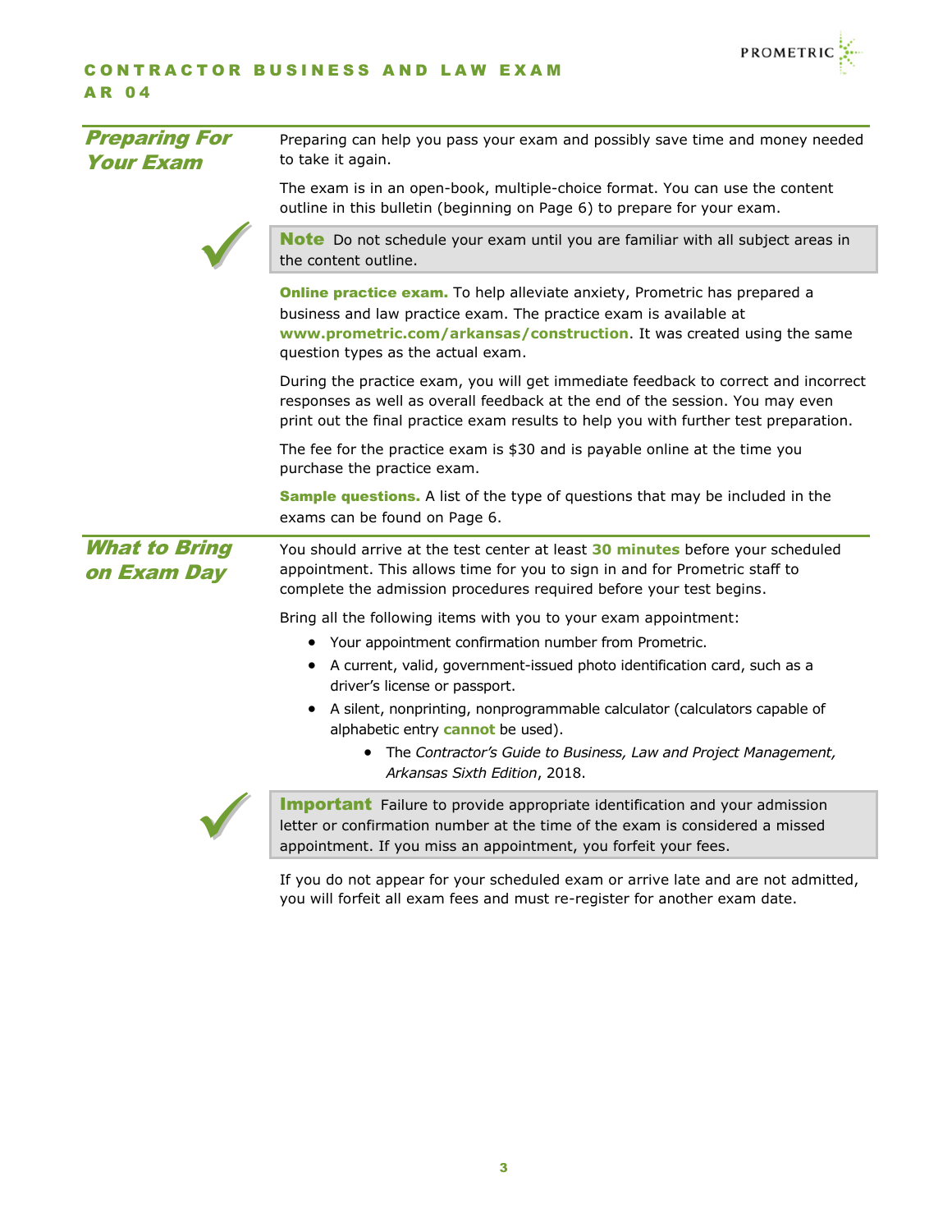## Preparing For Your Exam

Preparing can help you pass your exam and possibly save time and money needed to take it again.

The exam is in an open-book, multiple-choice format. You can use the content outline in this bulletin (beginning on Page 6) to prepare for your exam.

> **Note** Do not schedule your exam until you are familiar with all subject areas in the content outline.

**Online practice exam.** To help alleviate anxiety, Prometric has prepared a business and law practice exam. The practice exam is available at **www.prometric.com/arkansas/construction**. It was created using the same question types as the actual exam.

During the practice exam, you will get immediate feedback to correct and incorrect responses as well as overall feedback at the end of the session. You may even print out the final practice exam results to help you with further test preparation.

The fee for the practice exam is $30 and is payable online at the time you purchase the practice exam.

**Sample questions.** A list of the type of questions that may be included in the exams can be found on Page 6.

## What to Bring on Exam Day

You should arrive at the test center at least **30 minutes** before your scheduled appointment. This allows time for you to sign in and for Prometric staff to complete the admission procedures required before your test begins.

Bring all the following items with you to your exam appointment:

- Your appointment confirmation number from Prometric.
- A current, valid, government-issued photo identification card, such as a driver's license or passport.
- A silent, nonprinting, nonprogrammable calculator (calculators capable of alphabetic entry **cannot** be used).
  - The *Contractor's Guide to Business, Law and Project Management, Arkansas Sixth Edition*, 2018.

> **Important** Failure to provide appropriate identification and your admission letter or confirmation number at the time of the exam is considered a missed appointment. If you miss an appointment, you forfeit your fees.

If you do not appear for your scheduled exam or arrive late and are not admitted, you will forfeit all exam fees and must re-register for another exam date.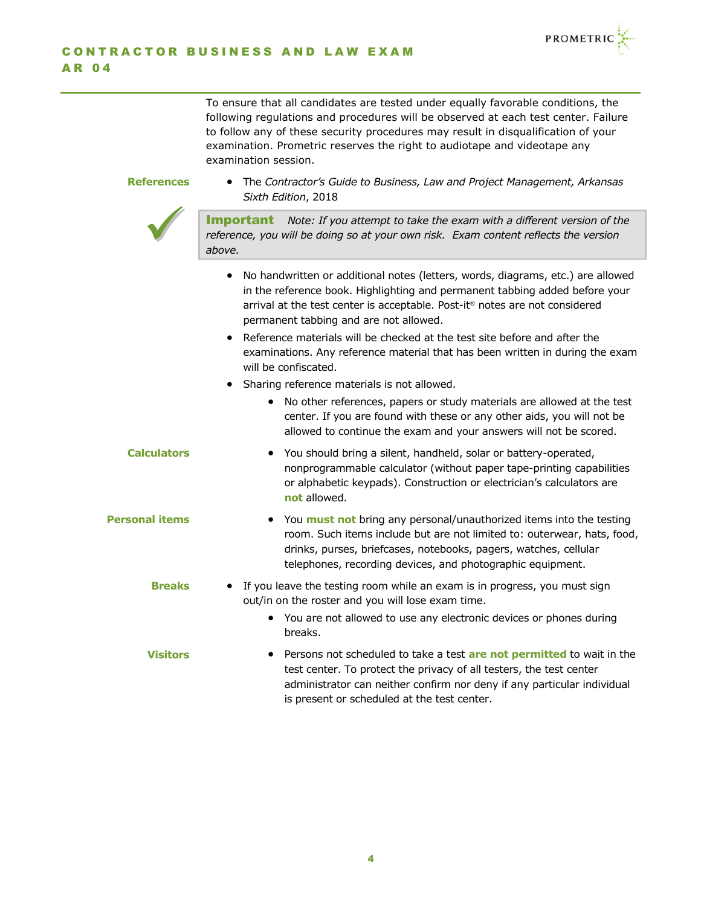To ensure that all candidates are tested under equally favorable conditions, the following regulations and procedures will be observed at each test center. Failure to follow any of these security procedures may result in disqualification of your examination. Prometric reserves the right to audiotape and videotape any examination session.

### References

- The *Contractor's Guide to Business, Law and Project Management, Arkansas Sixth Edition*, 2018

> **Important** *Note: If you attempt to take the exam with a different version of the reference, you will be doing so at your own risk. Exam content reflects the version above.*

- No handwritten or additional notes (letters, words, diagrams, etc.) are allowed in the reference book. Highlighting and permanent tabbing added before your arrival at the test center is acceptable. Post-it® notes are not considered permanent tabbing and are not allowed.
- Reference materials will be checked at the test site before and after the examinations. Any reference material that has been written in during the exam will be confiscated.
- Sharing reference materials is not allowed.
  - No other references, papers or study materials are allowed at the test center. If you are found with these or any other aids, you will not be allowed to continue the exam and your answers will not be scored.

### Calculators

- You should bring a silent, handheld, solar or battery-operated, nonprogrammable calculator (without paper tape-printing capabilities or alphabetic keypads). Construction or electrician's calculators are **not** allowed.

### Personal items

- You **must not** bring any personal/unauthorized items into the testing room. Such items include but are not limited to: outerwear, hats, food, drinks, purses, briefcases, notebooks, pagers, watches, cellular telephones, recording devices, and photographic equipment.

### Breaks

- If you leave the testing room while an exam is in progress, you must sign out/in on the roster and you will lose exam time.
  - You are not allowed to use any electronic devices or phones during breaks.

### Visitors

- Persons not scheduled to take a test **are not permitted** to wait in the test center. To protect the privacy of all testers, the test center administrator can neither confirm nor deny if any particular individual is present or scheduled at the test center.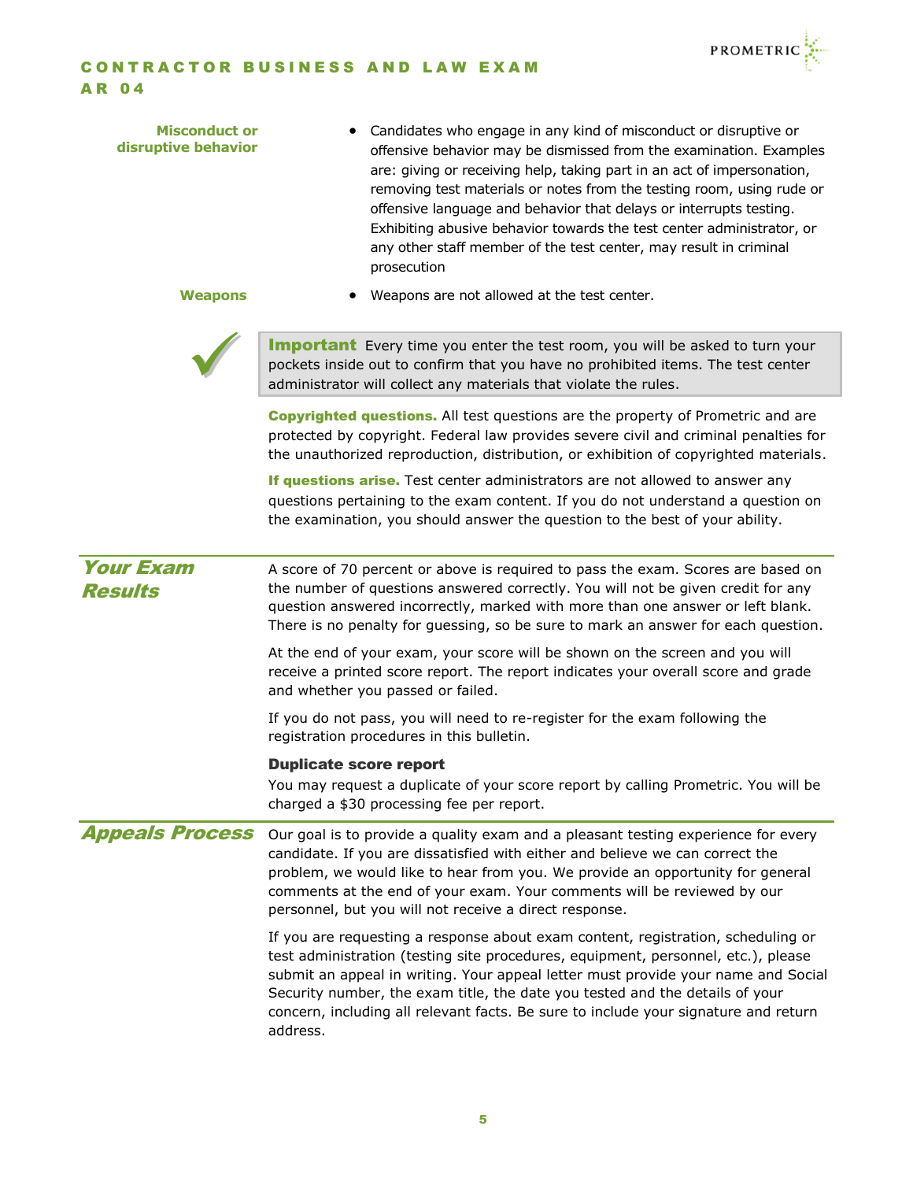**Misconduct or disruptive behavior**

- Candidates who engage in any kind of misconduct or disruptive or offensive behavior may be dismissed from the examination. Examples are: giving or receiving help, taking part in an act of impersonation, removing test materials or notes from the testing room, using rude or offensive language and behavior that delays or interrupts testing. Exhibiting abusive behavior towards the test center administrator, or any other staff member of the test center, may result in criminal prosecution

**Weapons**

- Weapons are not allowed at the test center.

> **Important** Every time you enter the test room, you will be asked to turn your pockets inside out to confirm that you have no prohibited items. The test center administrator will collect any materials that violate the rules.

**Copyrighted questions.** All test questions are the property of Prometric and are protected by copyright. Federal law provides severe civil and criminal penalties for the unauthorized reproduction, distribution, or exhibition of copyrighted materials.

**If questions arise.** Test center administrators are not allowed to answer any questions pertaining to the exam content. If you do not understand a question on the examination, you should answer the question to the best of your ability.

## Your Exam Results

A score of 70 percent or above is required to pass the exam. Scores are based on the number of questions answered correctly. You will not be given credit for any question answered incorrectly, marked with more than one answer or left blank. There is no penalty for guessing, so be sure to mark an answer for each question.

At the end of your exam, your score will be shown on the screen and you will receive a printed score report. The report indicates your overall score and grade and whether you passed or failed.

If you do not pass, you will need to re-register for the exam following the registration procedures in this bulletin.

### Duplicate score report

You may request a duplicate of your score report by calling Prometric. You will be charged a $30 processing fee per report.

## Appeals Process

Our goal is to provide a quality exam and a pleasant testing experience for every candidate. If you are dissatisfied with either and believe we can correct the problem, we would like to hear from you. We provide an opportunity for general comments at the end of your exam. Your comments will be reviewed by our personnel, but you will not receive a direct response.

If you are requesting a response about exam content, registration, scheduling or test administration (testing site procedures, equipment, personnel, etc.), please submit an appeal in writing. Your appeal letter must provide your name and Social Security number, the exam title, the date you tested and the details of your concern, including all relevant facts. Be sure to include your signature and return address.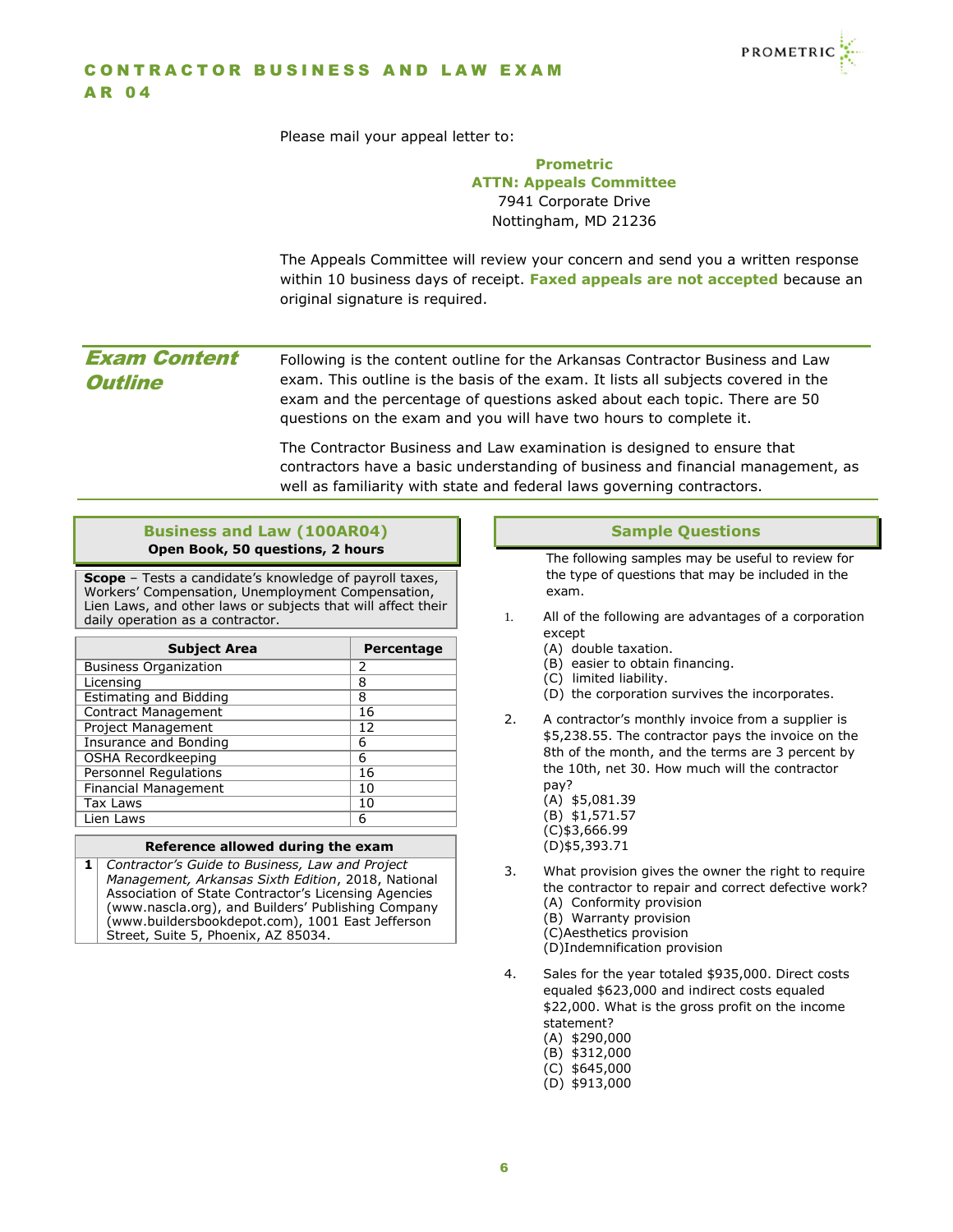Please mail your appeal letter to:

**Prometric**
**ATTN: Appeals Committee**
7941 Corporate Drive
Nottingham, MD 21236

The Appeals Committee will review your concern and send you a written response within 10 business days of receipt. **Faxed appeals are not accepted** because an original signature is required.

## *Exam Content Outline*

Following is the content outline for the Arkansas Contractor Business and Law exam. This outline is the basis of the exam. It lists all subjects covered in the exam and the percentage of questions asked about each topic. There are 50 questions on the exam and you will have two hours to complete it.

The Contractor Business and Law examination is designed to ensure that contractors have a basic understanding of business and financial management, as well as familiarity with state and federal laws governing contractors.

### Business and Law (100AR04)

**Open Book, 50 questions, 2 hours**

**Scope** – Tests a candidate's knowledge of payroll taxes, Workers' Compensation, Unemployment Compensation, Lien Laws, and other laws or subjects that will affect their daily operation as a contractor.

| Subject Area | Percentage |
|---|---|
| Business Organization | 2 |
| Licensing | 8 |
| Estimating and Bidding | 8 |
| Contract Management | 16 |
| Project Management | 12 |
| Insurance and Bonding | 6 |
| OSHA Recordkeeping | 6 |
| Personnel Regulations | 16 |
| Financial Management | 10 |
| Tax Laws | 10 |
| Lien Laws | 6 |

| Reference allowed during the exam | |
|---|---|
| 1 | *Contractor's Guide to Business, Law and Project Management, Arkansas Sixth Edition*, 2018, National Association of State Contractor's Licensing Agencies (www.nascla.org), and Builders' Publishing Company (www.buildersbookdepot.com), 1001 East Jefferson Street, Suite 5, Phoenix, AZ 85034. |

### Sample Questions

The following samples may be useful to review for the type of questions that may be included in the exam.

1. All of the following are advantages of a corporation except
   (A) double taxation.
   (B) easier to obtain financing.
   (C) limited liability.
   (D) the corporation survives the incorporates.

2. A contractor's monthly invoice from a supplier is $5,238.55. The contractor pays the invoice on the 8th of the month, and the terms are 3 percent by the 10th, net 30. How much will the contractor pay?
   (A) $5,081.39
   (B) $1,571.57
   (C) $3,666.99
   (D) $5,393.71

3. What provision gives the owner the right to require the contractor to repair and correct defective work?
   (A) Conformity provision
   (B) Warranty provision
   (C) Aesthetics provision
   (D) Indemnification provision

4. Sales for the year totaled $935,000. Direct costs equaled $623,000 and indirect costs equaled $22,000. What is the gross profit on the income statement?
   (A) $290,000
   (B) $312,000
   (C) $645,000
   (D) $913,000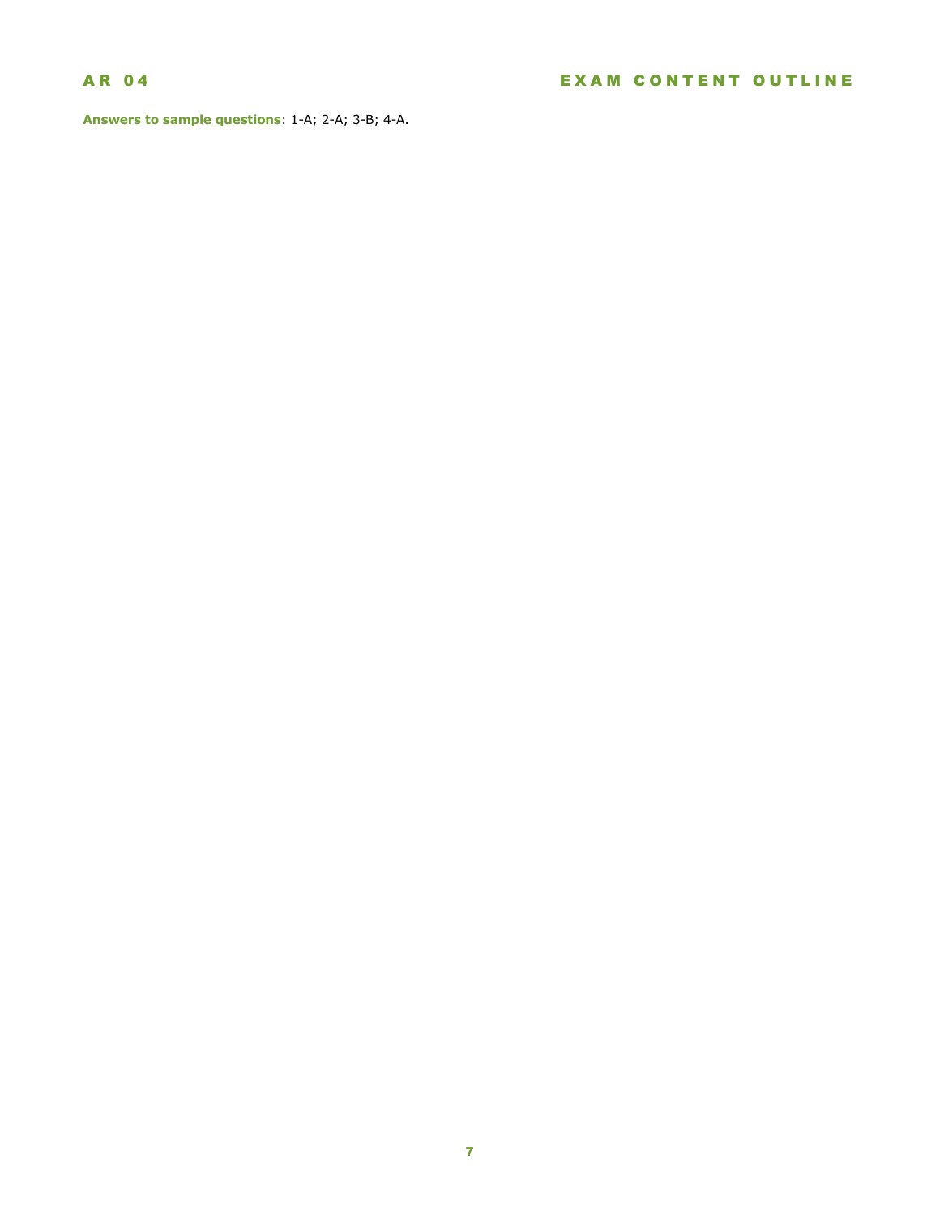**Answers to sample questions**: 1-A; 2-A; 3-B; 4-A.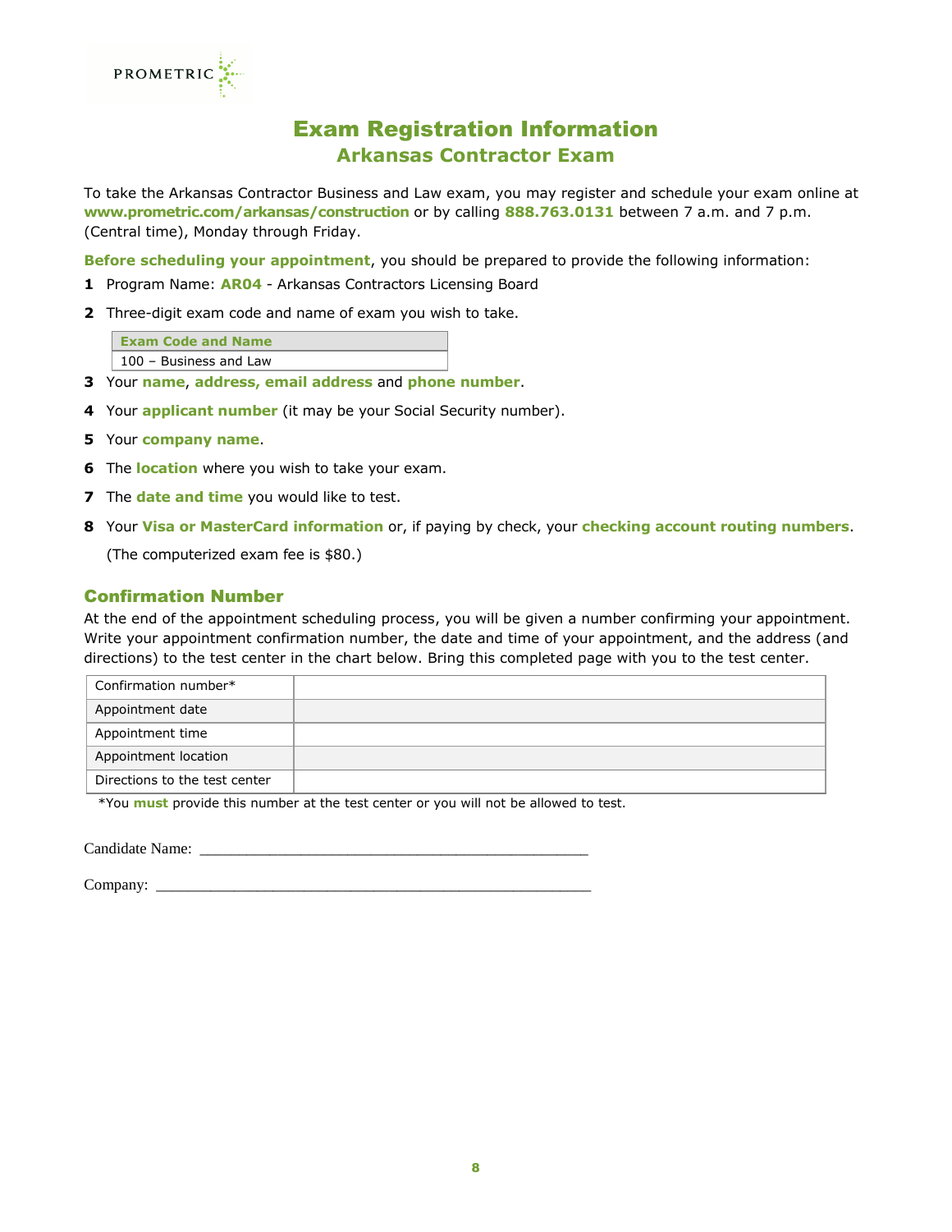PROMETRIC

# Exam Registration Information

## Arkansas Contractor Exam

To take the Arkansas Contractor Business and Law exam, you may register and schedule your exam online at **www.prometric.com/arkansas/construction** or by calling **888.763.0131** between 7 a.m. and 7 p.m. (Central time), Monday through Friday.

**Before scheduling your appointment**, you should be prepared to provide the following information:

1. Program Name: **AR04** - Arkansas Contractors Licensing Board
2. Three-digit exam code and name of exam you wish to take.

| Exam Code and Name |
|---|
| 100 – Business and Law |

3. Your **name**, **address, email address** and **phone number**.
4. Your **applicant number** (it may be your Social Security number).
5. Your **company name**.
6. The **location** where you wish to take your exam.
7. The **date and time** you would like to test.
8. Your **Visa or MasterCard information** or, if paying by check, your **checking account routing numbers**.

   (The computerized exam fee is $80.)

### Confirmation Number

At the end of the appointment scheduling process, you will be given a number confirming your appointment. Write your appointment confirmation number, the date and time of your appointment, and the address (and directions) to the test center in the chart below. Bring this completed page with you to the test center.

| | |
|---|---|
| Confirmation number* | |
| Appointment date | |
| Appointment time | |
| Appointment location | |
| Directions to the test center | |

*You **must** provide this number at the test center or you will not be allowed to test.

Candidate Name: ______________________________________________

Company: ____________________________________________________